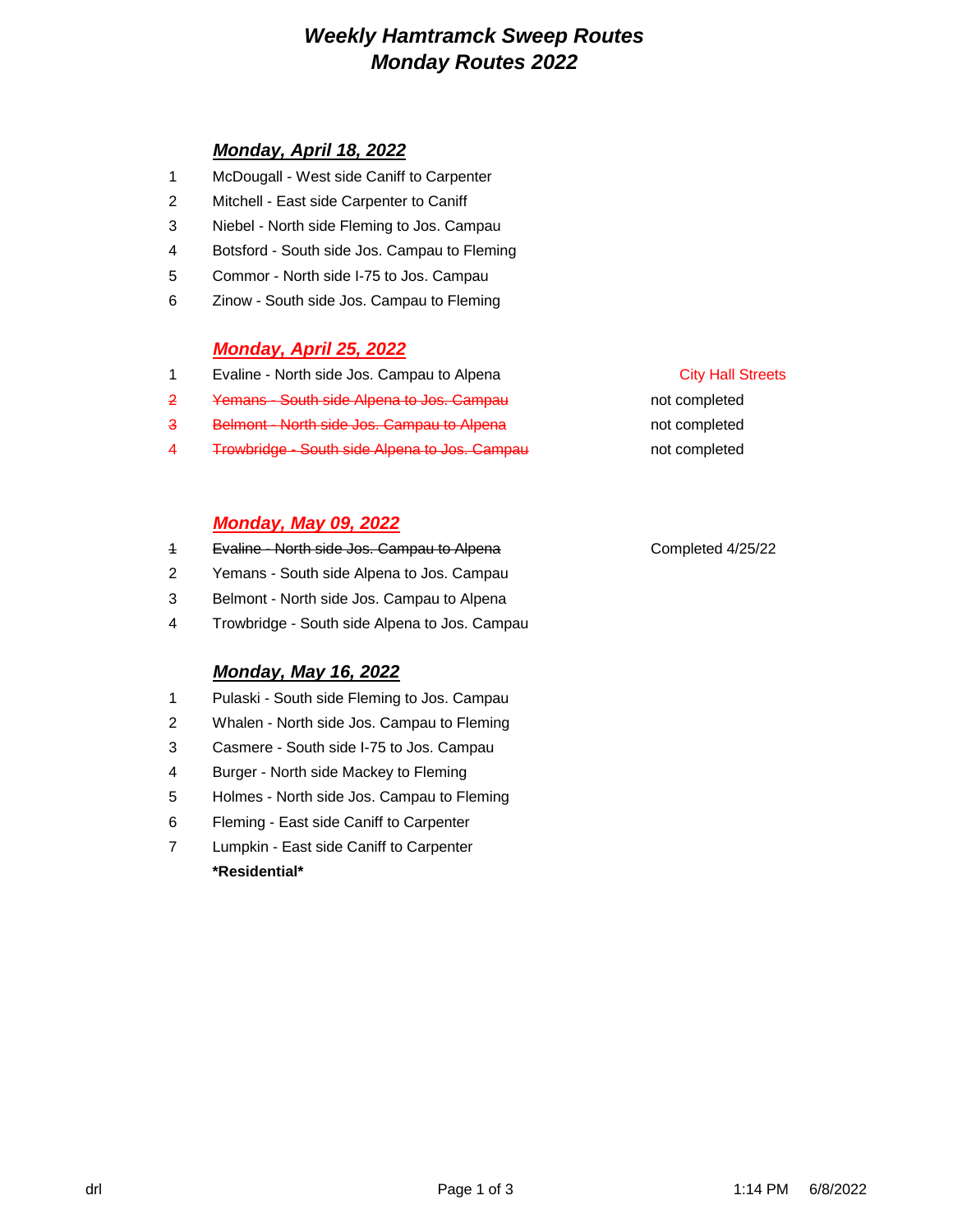# *Weekly Hamtramck Sweep Routes*
# *Monday Routes 2022*

### ***Monday, April 18, 2022***

1. McDougall - West side Caniff to Carpenter
2. Mitchell - East side Carpenter to Caniff
3. Niebel - North side Fleming to Jos. Campau
4. Botsford - South side Jos. Campau to Fleming
5. Commor - North side I-75 to Jos. Campau
6. Zinow - South side Jos. Campau to Fleming

### ***Monday, April 25, 2022***

| | | |
|---|---|---|
| 1 | Evaline - North side Jos. Campau to Alpena | City Hall Streets |
| ~~2~~ | ~~Yemans - South side Alpena to Jos. Campau~~ | not completed |
| ~~3~~ | ~~Belmont - North side Jos. Campau to Alpena~~ | not completed |
| ~~4~~ | ~~Trowbridge - South side Alpena to Jos. Campau~~ | not completed |

### ***Monday, May 09, 2022***

| | | |
|---|---|---|
| ~~1~~ | ~~Evaline - North side Jos. Campau to Alpena~~ | Completed 4/25/22 |
| 2 | Yemans - South side Alpena to Jos. Campau | |
| 3 | Belmont - North side Jos. Campau to Alpena | |
| 4 | Trowbridge - South side Alpena to Jos. Campau | |

### ***Monday, May 16, 2022***

1. Pulaski - South side Fleming to Jos. Campau
2. Whalen - North side Jos. Campau to Fleming
3. Casmere - South side I-75 to Jos. Campau
4. Burger - North side Mackey to Fleming
5. Holmes - North side Jos. Campau to Fleming
6. Fleming - East side Caniff to Carpenter
7. Lumpkin - East side Caniff to Carpenter

**\*Residential\***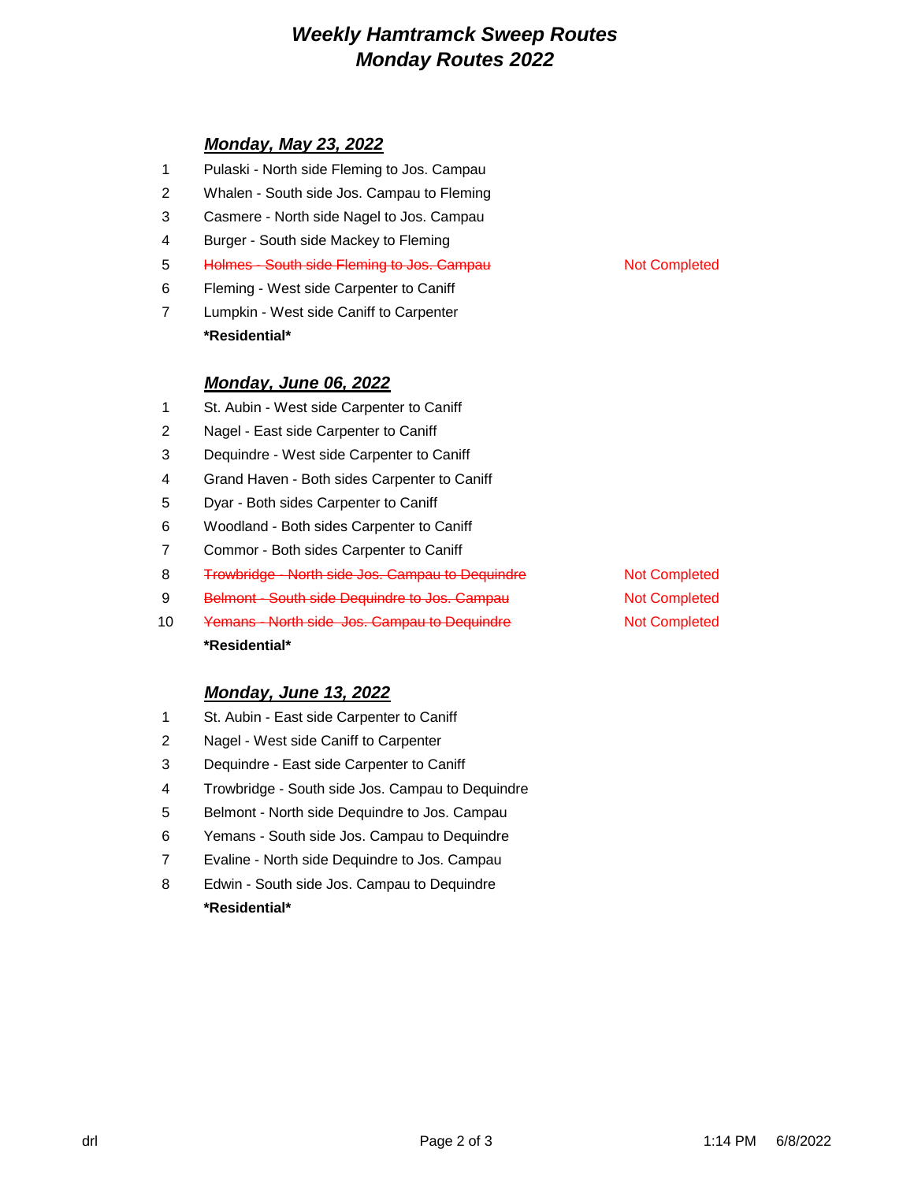# *Weekly Hamtramck Sweep Routes*
# *Monday Routes 2022*

### ***Monday, May 23, 2022***

1. Pulaski - North side Fleming to Jos. Campau
2. Whalen - South side Jos. Campau to Fleming
3. Casmere - North side Nagel to Jos. Campau
4. Burger - South side Mackey to Fleming
5. ~~Holmes - South side Fleming to Jos. Campau~~ Not Completed
6. Fleming - West side Carpenter to Caniff
7. Lumpkin - West side Caniff to Carpenter

**\*Residential\***

### ***Monday, June 06, 2022***

1. St. Aubin - West side Carpenter to Caniff
2. Nagel - East side Carpenter to Caniff
3. Dequindre - West side Carpenter to Caniff
4. Grand Haven - Both sides Carpenter to Caniff
5. Dyar - Both sides Carpenter to Caniff
6. Woodland - Both sides Carpenter to Caniff
7. Commor - Both sides Carpenter to Caniff
8. ~~Trowbridge - North side Jos. Campau to Dequindre~~ Not Completed
9. ~~Belmont - South side Dequindre to Jos. Campau~~ Not Completed
10. ~~Yemans - North side Jos. Campau to Dequindre~~ Not Completed

**\*Residential\***

### ***Monday, June 13, 2022***

1. St. Aubin - East side Carpenter to Caniff
2. Nagel - West side Caniff to Carpenter
3. Dequindre - East side Carpenter to Caniff
4. Trowbridge - South side Jos. Campau to Dequindre
5. Belmont - North side Dequindre to Jos. Campau
6. Yemans - South side Jos. Campau to Dequindre
7. Evaline - North side Dequindre to Jos. Campau
8. Edwin - South side Jos. Campau to Dequindre

**\*Residential\***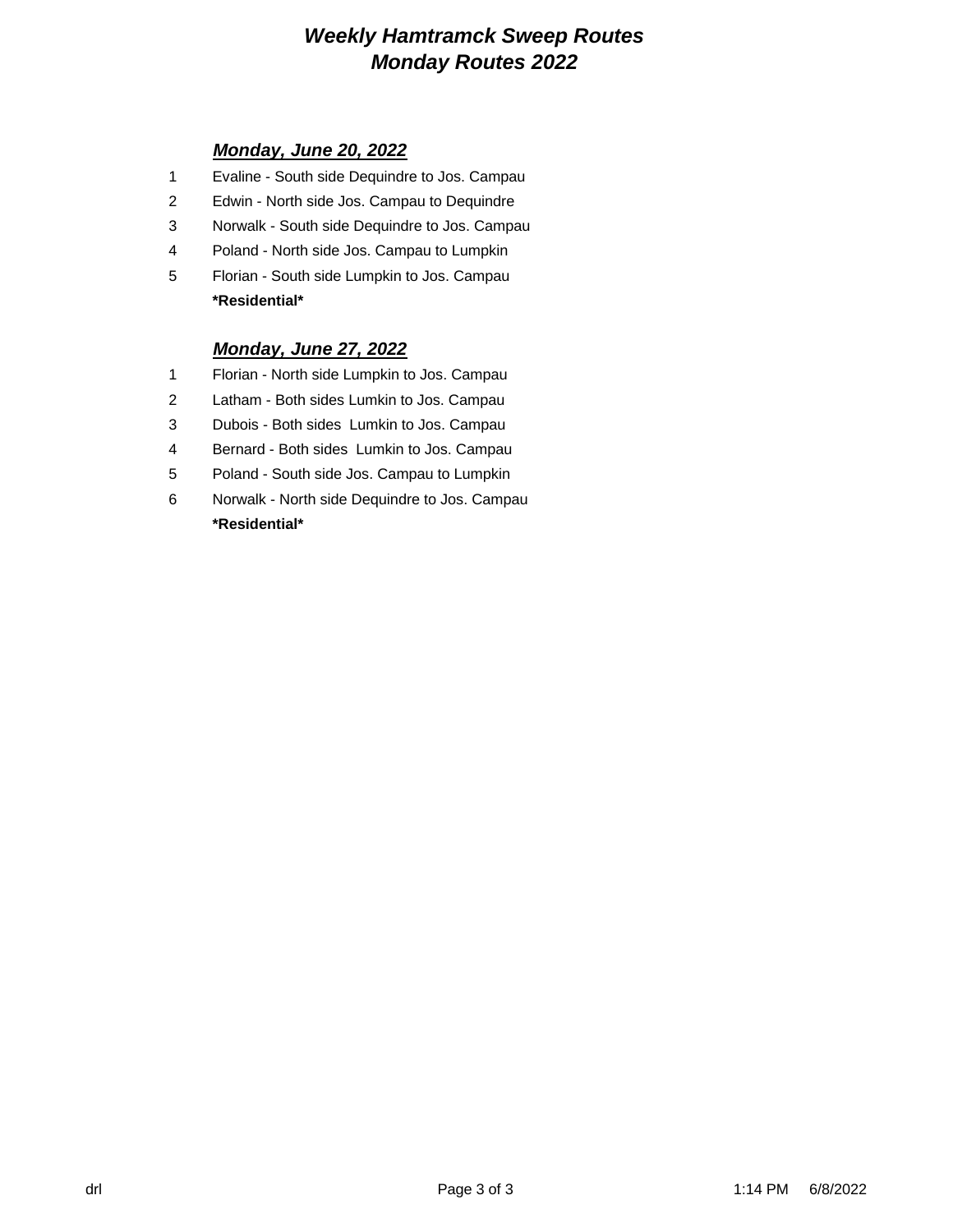# *Weekly Hamtramck Sweep Routes*
## *Monday Routes 2022*

### ***Monday, June 20, 2022***

1. Evaline - South side Dequindre to Jos. Campau
2. Edwin - North side Jos. Campau to Dequindre
3. Norwalk - South side Dequindre to Jos. Campau
4. Poland - North side Jos. Campau to Lumpkin
5. Florian - South side Lumpkin to Jos. Campau

**\*Residential\***

### ***Monday, June 27, 2022***

1. Florian - North side Lumpkin to Jos. Campau
2. Latham - Both sides Lumkin to Jos. Campau
3. Dubois - Both sides Lumkin to Jos. Campau
4. Bernard - Both sides Lumkin to Jos. Campau
5. Poland - South side Jos. Campau to Lumpkin
6. Norwalk - North side Dequindre to Jos. Campau

**\*Residential\***